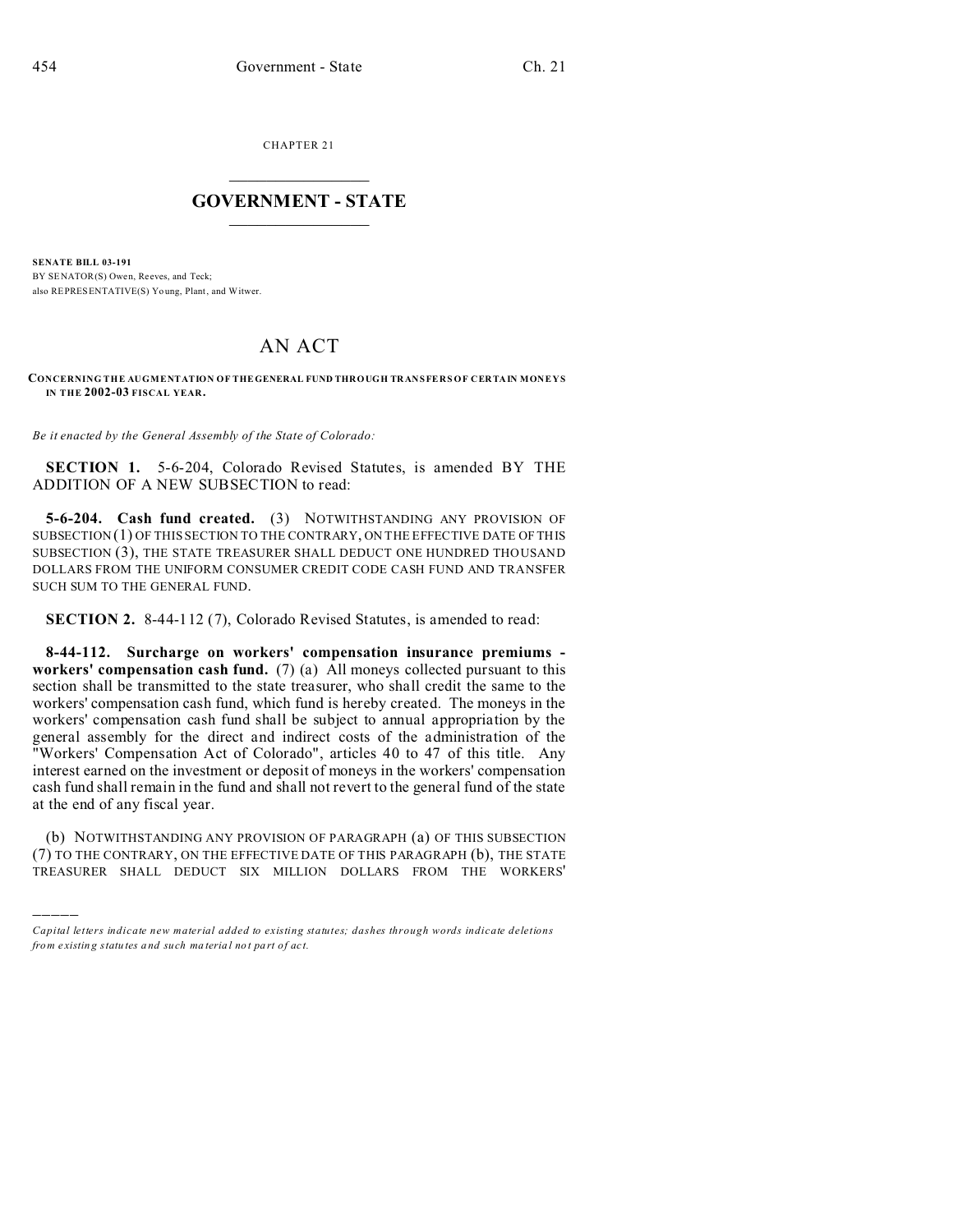CHAPTER 21

# GOVERNMENT - STATE

**SENATE BILL 03-191**

BY SENATOR(S) Owen, Reeves, and Teck;
also REPRESENTATIVE(S) Young, Plant, and Witwer.

# AN ACT

**CONCERNING THE AUGMENTATION OF THE GENERAL FUND THROUGH TRANSFERS OF CERTAIN MONEYS IN THE 2002-03 FISCAL YEAR.**

*Be it enacted by the General Assembly of the State of Colorado:*

**SECTION 1.** 5-6-204, Colorado Revised Statutes, is amended BY THE ADDITION OF A NEW SUBSECTION to read:

**5-6-204. Cash fund created.** (3) NOTWITHSTANDING ANY PROVISION OF SUBSECTION (1) OF THIS SECTION TO THE CONTRARY, ON THE EFFECTIVE DATE OF THIS SUBSECTION (3), THE STATE TREASURER SHALL DEDUCT ONE HUNDRED THOUSAND DOLLARS FROM THE UNIFORM CONSUMER CREDIT CODE CASH FUND AND TRANSFER SUCH SUM TO THE GENERAL FUND.

**SECTION 2.** 8-44-112 (7), Colorado Revised Statutes, is amended to read:

**8-44-112. Surcharge on workers' compensation insurance premiums - workers' compensation cash fund.** (7) (a) All moneys collected pursuant to this section shall be transmitted to the state treasurer, who shall credit the same to the workers' compensation cash fund, which fund is hereby created. The moneys in the workers' compensation cash fund shall be subject to annual appropriation by the general assembly for the direct and indirect costs of the administration of the "Workers' Compensation Act of Colorado", articles 40 to 47 of this title. Any interest earned on the investment or deposit of moneys in the workers' compensation cash fund shall remain in the fund and shall not revert to the general fund of the state at the end of any fiscal year.

(b) NOTWITHSTANDING ANY PROVISION OF PARAGRAPH (a) OF THIS SUBSECTION (7) TO THE CONTRARY, ON THE EFFECTIVE DATE OF THIS PARAGRAPH (b), THE STATE TREASURER SHALL DEDUCT SIX MILLION DOLLARS FROM THE WORKERS'

---

*Capital letters indicate new material added to existing statutes; dashes through words indicate deletions from existing statutes and such material not part of act.*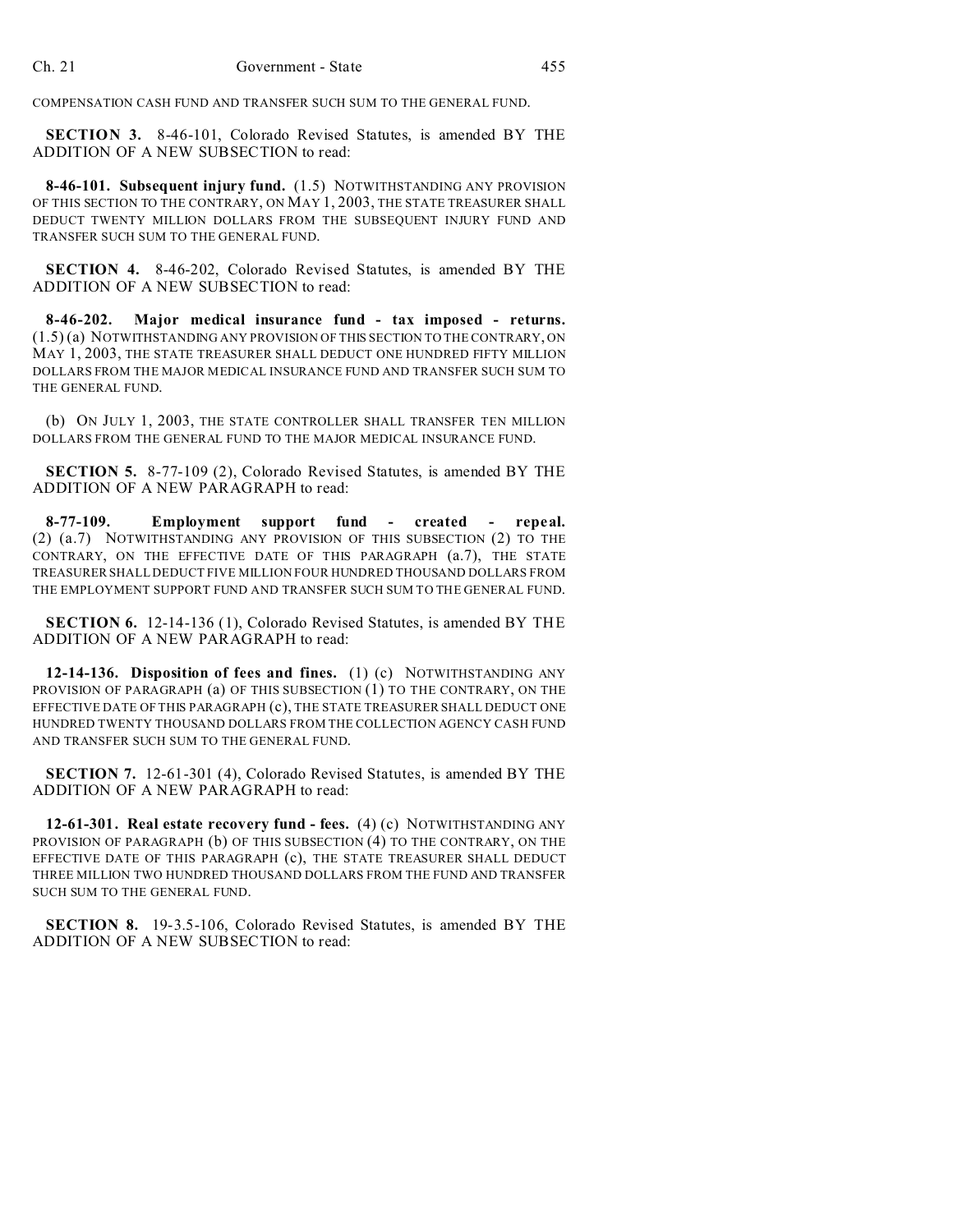COMPENSATION CASH FUND AND TRANSFER SUCH SUM TO THE GENERAL FUND.

**SECTION 3.** 8-46-101, Colorado Revised Statutes, is amended BY THE ADDITION OF A NEW SUBSECTION to read:

**8-46-101. Subsequent injury fund.** (1.5) NOTWITHSTANDING ANY PROVISION OF THIS SECTION TO THE CONTRARY, ON MAY 1, 2003, THE STATE TREASURER SHALL DEDUCT TWENTY MILLION DOLLARS FROM THE SUBSEQUENT INJURY FUND AND TRANSFER SUCH SUM TO THE GENERAL FUND.

**SECTION 4.** 8-46-202, Colorado Revised Statutes, is amended BY THE ADDITION OF A NEW SUBSECTION to read:

**8-46-202. Major medical insurance fund - tax imposed - returns.** (1.5) (a) NOTWITHSTANDING ANY PROVISION OF THIS SECTION TO THE CONTRARY, ON MAY 1, 2003, THE STATE TREASURER SHALL DEDUCT ONE HUNDRED FIFTY MILLION DOLLARS FROM THE MAJOR MEDICAL INSURANCE FUND AND TRANSFER SUCH SUM TO THE GENERAL FUND.

(b) ON JULY 1, 2003, THE STATE CONTROLLER SHALL TRANSFER TEN MILLION DOLLARS FROM THE GENERAL FUND TO THE MAJOR MEDICAL INSURANCE FUND.

**SECTION 5.** 8-77-109 (2), Colorado Revised Statutes, is amended BY THE ADDITION OF A NEW PARAGRAPH to read:

**8-77-109. Employment support fund - created - repeal.** (2) (a.7) NOTWITHSTANDING ANY PROVISION OF THIS SUBSECTION (2) TO THE CONTRARY, ON THE EFFECTIVE DATE OF THIS PARAGRAPH (a.7), THE STATE TREASURER SHALL DEDUCT FIVE MILLION FOUR HUNDRED THOUSAND DOLLARS FROM THE EMPLOYMENT SUPPORT FUND AND TRANSFER SUCH SUM TO THE GENERAL FUND.

**SECTION 6.** 12-14-136 (1), Colorado Revised Statutes, is amended BY THE ADDITION OF A NEW PARAGRAPH to read:

**12-14-136. Disposition of fees and fines.** (1) (c) NOTWITHSTANDING ANY PROVISION OF PARAGRAPH (a) OF THIS SUBSECTION (1) TO THE CONTRARY, ON THE EFFECTIVE DATE OF THIS PARAGRAPH (c), THE STATE TREASURER SHALL DEDUCT ONE HUNDRED TWENTY THOUSAND DOLLARS FROM THE COLLECTION AGENCY CASH FUND AND TRANSFER SUCH SUM TO THE GENERAL FUND.

**SECTION 7.** 12-61-301 (4), Colorado Revised Statutes, is amended BY THE ADDITION OF A NEW PARAGRAPH to read:

**12-61-301. Real estate recovery fund - fees.** (4) (c) NOTWITHSTANDING ANY PROVISION OF PARAGRAPH (b) OF THIS SUBSECTION (4) TO THE CONTRARY, ON THE EFFECTIVE DATE OF THIS PARAGRAPH (c), THE STATE TREASURER SHALL DEDUCT THREE MILLION TWO HUNDRED THOUSAND DOLLARS FROM THE FUND AND TRANSFER SUCH SUM TO THE GENERAL FUND.

**SECTION 8.** 19-3.5-106, Colorado Revised Statutes, is amended BY THE ADDITION OF A NEW SUBSECTION to read: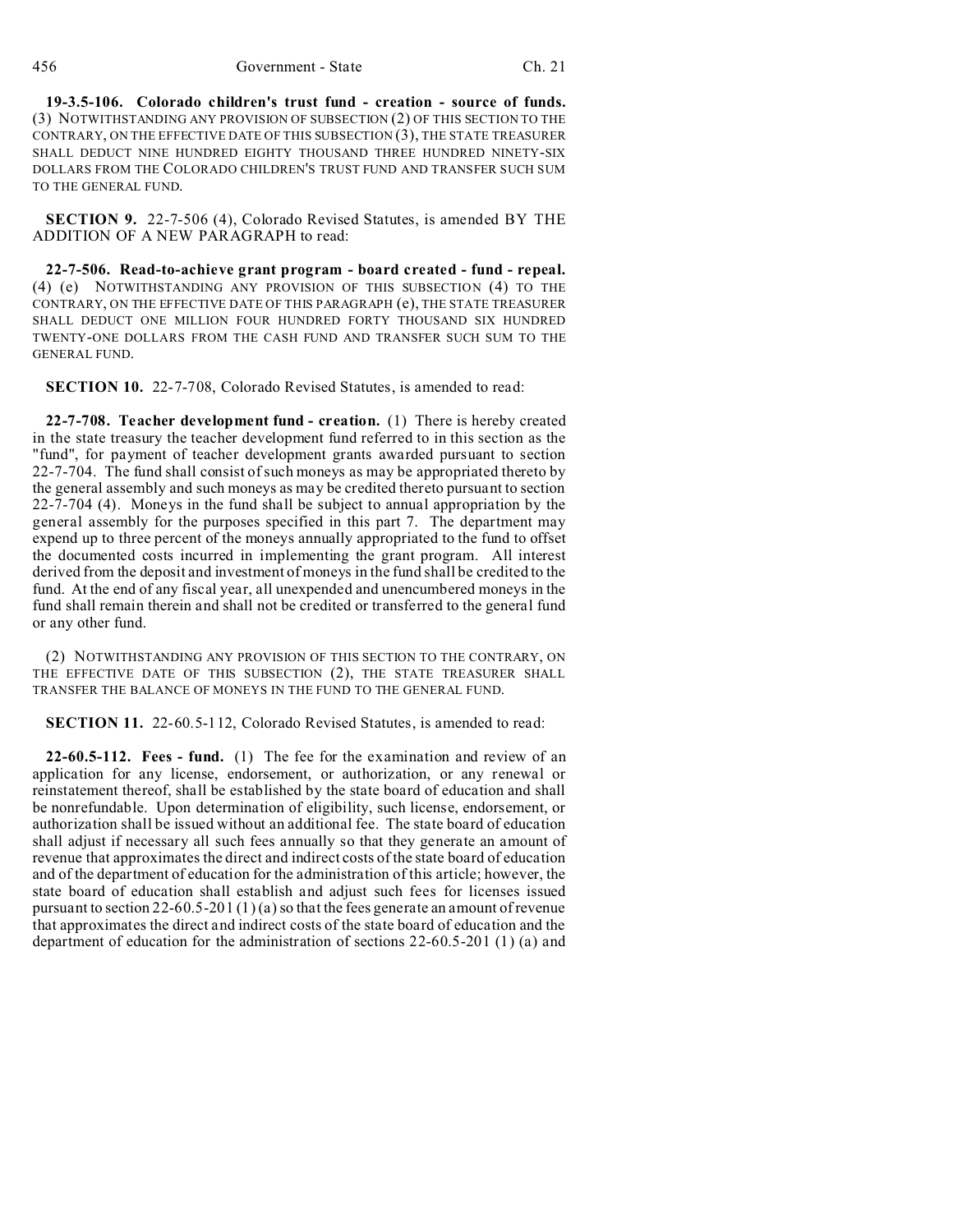**19-3.5-106. Colorado children's trust fund - creation - source of funds.** (3) NOTWITHSTANDING ANY PROVISION OF SUBSECTION (2) OF THIS SECTION TO THE CONTRARY, ON THE EFFECTIVE DATE OF THIS SUBSECTION (3), THE STATE TREASURER SHALL DEDUCT NINE HUNDRED EIGHTY THOUSAND THREE HUNDRED NINETY-SIX DOLLARS FROM THE COLORADO CHILDREN'S TRUST FUND AND TRANSFER SUCH SUM TO THE GENERAL FUND.

**SECTION 9.** 22-7-506 (4), Colorado Revised Statutes, is amended BY THE ADDITION OF A NEW PARAGRAPH to read:

**22-7-506. Read-to-achieve grant program - board created - fund - repeal.** (4) (e) NOTWITHSTANDING ANY PROVISION OF THIS SUBSECTION (4) TO THE CONTRARY, ON THE EFFECTIVE DATE OF THIS PARAGRAPH (e), THE STATE TREASURER SHALL DEDUCT ONE MILLION FOUR HUNDRED FORTY THOUSAND SIX HUNDRED TWENTY-ONE DOLLARS FROM THE CASH FUND AND TRANSFER SUCH SUM TO THE GENERAL FUND.

**SECTION 10.** 22-7-708, Colorado Revised Statutes, is amended to read:

**22-7-708. Teacher development fund - creation.** (1) There is hereby created in the state treasury the teacher development fund referred to in this section as the "fund", for payment of teacher development grants awarded pursuant to section 22-7-704. The fund shall consist of such moneys as may be appropriated thereto by the general assembly and such moneys as may be credited thereto pursuant to section 22-7-704 (4). Moneys in the fund shall be subject to annual appropriation by the general assembly for the purposes specified in this part 7. The department may expend up to three percent of the moneys annually appropriated to the fund to offset the documented costs incurred in implementing the grant program. All interest derived from the deposit and investment of moneys in the fund shall be credited to the fund. At the end of any fiscal year, all unexpended and unencumbered moneys in the fund shall remain therein and shall not be credited or transferred to the general fund or any other fund.

(2) NOTWITHSTANDING ANY PROVISION OF THIS SECTION TO THE CONTRARY, ON THE EFFECTIVE DATE OF THIS SUBSECTION (2), THE STATE TREASURER SHALL TRANSFER THE BALANCE OF MONEYS IN THE FUND TO THE GENERAL FUND.

**SECTION 11.** 22-60.5-112, Colorado Revised Statutes, is amended to read:

**22-60.5-112. Fees - fund.** (1) The fee for the examination and review of an application for any license, endorsement, or authorization, or any renewal or reinstatement thereof, shall be established by the state board of education and shall be nonrefundable. Upon determination of eligibility, such license, endorsement, or authorization shall be issued without an additional fee. The state board of education shall adjust if necessary all such fees annually so that they generate an amount of revenue that approximates the direct and indirect costs of the state board of education and of the department of education for the administration of this article; however, the state board of education shall establish and adjust such fees for licenses issued pursuant to section 22-60.5-201 (1) (a) so that the fees generate an amount of revenue that approximates the direct and indirect costs of the state board of education and the department of education for the administration of sections 22-60.5-201 (1) (a) and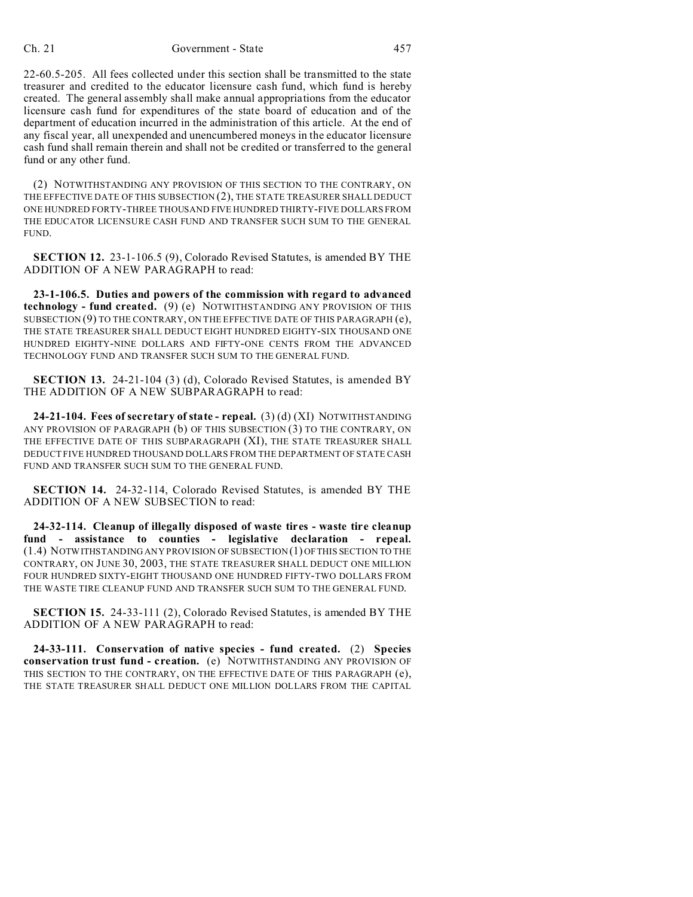22-60.5-205. All fees collected under this section shall be transmitted to the state treasurer and credited to the educator licensure cash fund, which fund is hereby created. The general assembly shall make annual appropriations from the educator licensure cash fund for expenditures of the state board of education and of the department of education incurred in the administration of this article. At the end of any fiscal year, all unexpended and unencumbered moneys in the educator licensure cash fund shall remain therein and shall not be credited or transferred to the general fund or any other fund.

(2) NOTWITHSTANDING ANY PROVISION OF THIS SECTION TO THE CONTRARY, ON THE EFFECTIVE DATE OF THIS SUBSECTION (2), THE STATE TREASURER SHALL DEDUCT ONE HUNDRED FORTY-THREE THOUSAND FIVE HUNDRED THIRTY-FIVE DOLLARS FROM THE EDUCATOR LICENSURE CASH FUND AND TRANSFER SUCH SUM TO THE GENERAL FUND.

**SECTION 12.** 23-1-106.5 (9), Colorado Revised Statutes, is amended BY THE ADDITION OF A NEW PARAGRAPH to read:

**23-1-106.5. Duties and powers of the commission with regard to advanced technology - fund created.** (9) (e) NOTWITHSTANDING ANY PROVISION OF THIS SUBSECTION (9) TO THE CONTRARY, ON THE EFFECTIVE DATE OF THIS PARAGRAPH (e), THE STATE TREASURER SHALL DEDUCT EIGHT HUNDRED EIGHTY-SIX THOUSAND ONE HUNDRED EIGHTY-NINE DOLLARS AND FIFTY-ONE CENTS FROM THE ADVANCED TECHNOLOGY FUND AND TRANSFER SUCH SUM TO THE GENERAL FUND.

**SECTION 13.** 24-21-104 (3) (d), Colorado Revised Statutes, is amended BY THE ADDITION OF A NEW SUBPARAGRAPH to read:

**24-21-104. Fees of secretary of state - repeal.** (3) (d) (XI) NOTWITHSTANDING ANY PROVISION OF PARAGRAPH (b) OF THIS SUBSECTION (3) TO THE CONTRARY, ON THE EFFECTIVE DATE OF THIS SUBPARAGRAPH (XI), THE STATE TREASURER SHALL DEDUCT FIVE HUNDRED THOUSAND DOLLARS FROM THE DEPARTMENT OF STATE CASH FUND AND TRANSFER SUCH SUM TO THE GENERAL FUND.

**SECTION 14.** 24-32-114, Colorado Revised Statutes, is amended BY THE ADDITION OF A NEW SUBSECTION to read:

**24-32-114. Cleanup of illegally disposed of waste tires - waste tire cleanup fund - assistance to counties - legislative declaration - repeal.** (1.4) NOTWITHSTANDING ANY PROVISION OF SUBSECTION (1) OF THIS SECTION TO THE CONTRARY, ON JUNE 30, 2003, THE STATE TREASURER SHALL DEDUCT ONE MILLION FOUR HUNDRED SIXTY-EIGHT THOUSAND ONE HUNDRED FIFTY-TWO DOLLARS FROM THE WASTE TIRE CLEANUP FUND AND TRANSFER SUCH SUM TO THE GENERAL FUND.

**SECTION 15.** 24-33-111 (2), Colorado Revised Statutes, is amended BY THE ADDITION OF A NEW PARAGRAPH to read:

**24-33-111. Conservation of native species - fund created.** (2) **Species conservation trust fund - creation.** (e) NOTWITHSTANDING ANY PROVISION OF THIS SECTION TO THE CONTRARY, ON THE EFFECTIVE DATE OF THIS PARAGRAPH (e), THE STATE TREASURER SHALL DEDUCT ONE MILLION DOLLARS FROM THE CAPITAL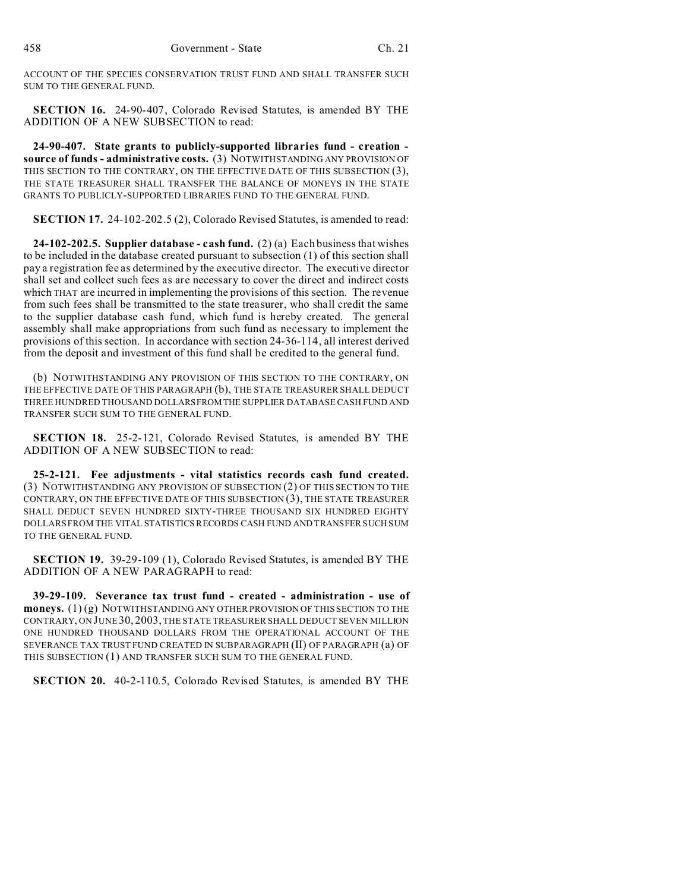ACCOUNT OF THE SPECIES CONSERVATION TRUST FUND AND SHALL TRANSFER SUCH SUM TO THE GENERAL FUND.

**SECTION 16.** 24-90-407, Colorado Revised Statutes, is amended BY THE ADDITION OF A NEW SUBSECTION to read:

**24-90-407. State grants to publicly-supported libraries fund - creation - source of funds - administrative costs.** (3) NOTWITHSTANDING ANY PROVISION OF THIS SECTION TO THE CONTRARY, ON THE EFFECTIVE DATE OF THIS SUBSECTION (3), THE STATE TREASURER SHALL TRANSFER THE BALANCE OF MONEYS IN THE STATE GRANTS TO PUBLICLY-SUPPORTED LIBRARIES FUND TO THE GENERAL FUND.

**SECTION 17.** 24-102-202.5 (2), Colorado Revised Statutes, is amended to read:

**24-102-202.5. Supplier database - cash fund.** (2) (a) Each business that wishes to be included in the database created pursuant to subsection (1) of this section shall pay a registration fee as determined by the executive director. The executive director shall set and collect such fees as are necessary to cover the direct and indirect costs ~~which~~ THAT are incurred in implementing the provisions of this section. The revenue from such fees shall be transmitted to the state treasurer, who shall credit the same to the supplier database cash fund, which fund is hereby created. The general assembly shall make appropriations from such fund as necessary to implement the provisions of this section. In accordance with section 24-36-114, all interest derived from the deposit and investment of this fund shall be credited to the general fund.

(b) NOTWITHSTANDING ANY PROVISION OF THIS SECTION TO THE CONTRARY, ON THE EFFECTIVE DATE OF THIS PARAGRAPH (b), THE STATE TREASURER SHALL DEDUCT THREE HUNDRED THOUSAND DOLLARS FROM THE SUPPLIER DATABASE CASH FUND AND TRANSFER SUCH SUM TO THE GENERAL FUND.

**SECTION 18.** 25-2-121, Colorado Revised Statutes, is amended BY THE ADDITION OF A NEW SUBSECTION to read:

**25-2-121. Fee adjustments - vital statistics records cash fund created.** (3) NOTWITHSTANDING ANY PROVISION OF SUBSECTION (2) OF THIS SECTION TO THE CONTRARY, ON THE EFFECTIVE DATE OF THIS SUBSECTION (3), THE STATE TREASURER SHALL DEDUCT SEVEN HUNDRED SIXTY-THREE THOUSAND SIX HUNDRED EIGHTY DOLLARS FROM THE VITAL STATISTICS RECORDS CASH FUND AND TRANSFER SUCH SUM TO THE GENERAL FUND.

**SECTION 19.** 39-29-109 (1), Colorado Revised Statutes, is amended BY THE ADDITION OF A NEW PARAGRAPH to read:

**39-29-109. Severance tax trust fund - created - administration - use of moneys.** (1) (g) NOTWITHSTANDING ANY OTHER PROVISION OF THIS SECTION TO THE CONTRARY, ON JUNE 30, 2003, THE STATE TREASURER SHALL DEDUCT SEVEN MILLION ONE HUNDRED THOUSAND DOLLARS FROM THE OPERATIONAL ACCOUNT OF THE SEVERANCE TAX TRUST FUND CREATED IN SUBPARAGRAPH (II) OF PARAGRAPH (a) OF THIS SUBSECTION (1) AND TRANSFER SUCH SUM TO THE GENERAL FUND.

**SECTION 20.** 40-2-110.5, Colorado Revised Statutes, is amended BY THE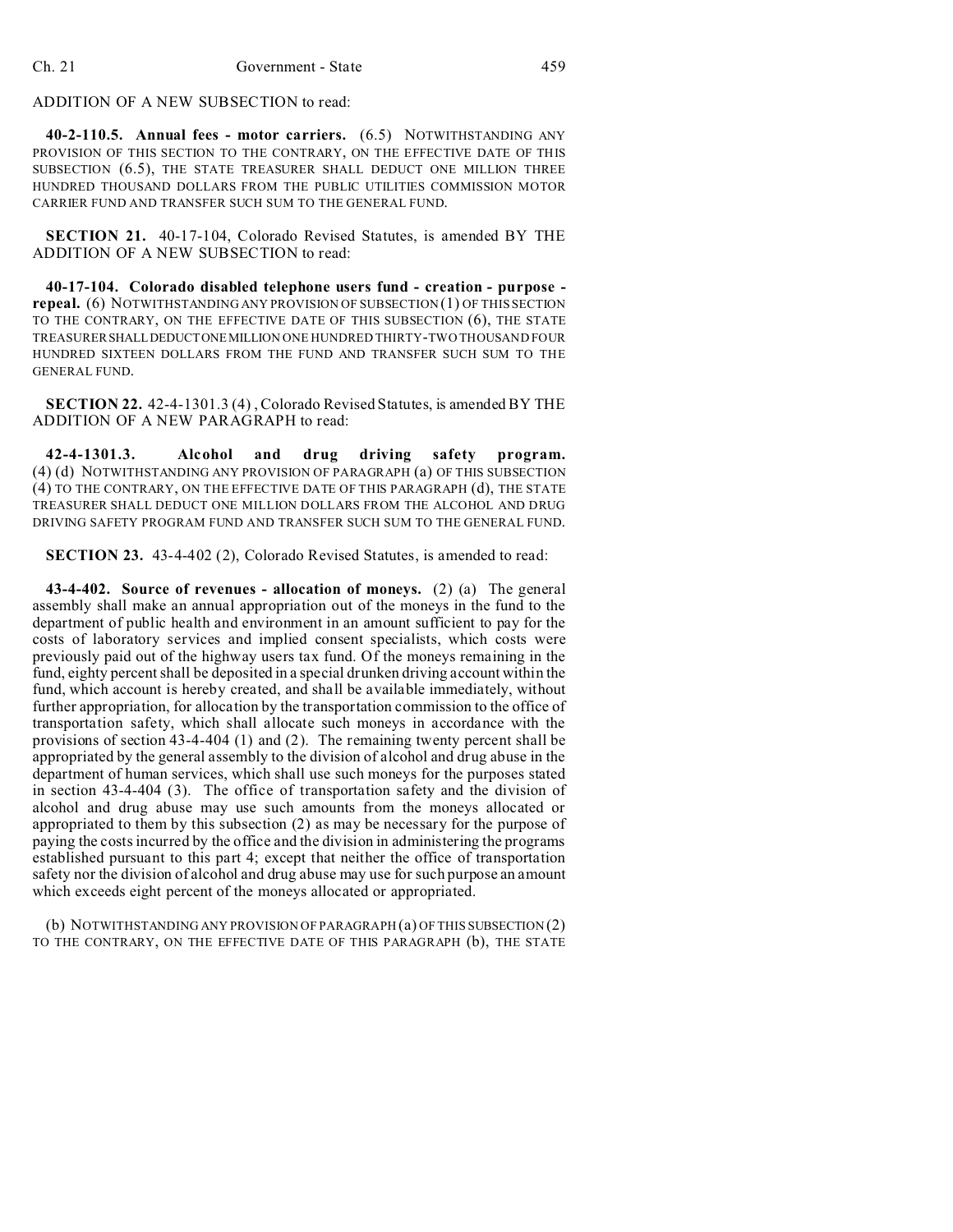ADDITION OF A NEW SUBSECTION to read:

**40-2-110.5. Annual fees - motor carriers.** (6.5) NOTWITHSTANDING ANY PROVISION OF THIS SECTION TO THE CONTRARY, ON THE EFFECTIVE DATE OF THIS SUBSECTION (6.5), THE STATE TREASURER SHALL DEDUCT ONE MILLION THREE HUNDRED THOUSAND DOLLARS FROM THE PUBLIC UTILITIES COMMISSION MOTOR CARRIER FUND AND TRANSFER SUCH SUM TO THE GENERAL FUND.

**SECTION 21.** 40-17-104, Colorado Revised Statutes, is amended BY THE ADDITION OF A NEW SUBSECTION to read:

**40-17-104. Colorado disabled telephone users fund - creation - purpose - repeal.** (6) NOTWITHSTANDING ANY PROVISION OF SUBSECTION (1) OF THIS SECTION TO THE CONTRARY, ON THE EFFECTIVE DATE OF THIS SUBSECTION (6), THE STATE TREASURER SHALL DEDUCT ONE MILLION ONE HUNDRED THIRTY-TWO THOUSAND FOUR HUNDRED SIXTEEN DOLLARS FROM THE FUND AND TRANSFER SUCH SUM TO THE GENERAL FUND.

**SECTION 22.** 42-4-1301.3 (4), Colorado Revised Statutes, is amended BY THE ADDITION OF A NEW PARAGRAPH to read:

**42-4-1301.3. Alcohol and drug driving safety program.** (4) (d) NOTWITHSTANDING ANY PROVISION OF PARAGRAPH (a) OF THIS SUBSECTION (4) TO THE CONTRARY, ON THE EFFECTIVE DATE OF THIS PARAGRAPH (d), THE STATE TREASURER SHALL DEDUCT ONE MILLION DOLLARS FROM THE ALCOHOL AND DRUG DRIVING SAFETY PROGRAM FUND AND TRANSFER SUCH SUM TO THE GENERAL FUND.

**SECTION 23.** 43-4-402 (2), Colorado Revised Statutes, is amended to read:

**43-4-402. Source of revenues - allocation of moneys.** (2) (a) The general assembly shall make an annual appropriation out of the moneys in the fund to the department of public health and environment in an amount sufficient to pay for the costs of laboratory services and implied consent specialists, which costs were previously paid out of the highway users tax fund. Of the moneys remaining in the fund, eighty percent shall be deposited in a special drunken driving account within the fund, which account is hereby created, and shall be available immediately, without further appropriation, for allocation by the transportation commission to the office of transportation safety, which shall allocate such moneys in accordance with the provisions of section 43-4-404 (1) and (2). The remaining twenty percent shall be appropriated by the general assembly to the division of alcohol and drug abuse in the department of human services, which shall use such moneys for the purposes stated in section 43-4-404 (3). The office of transportation safety and the division of alcohol and drug abuse may use such amounts from the moneys allocated or appropriated to them by this subsection (2) as may be necessary for the purpose of paying the costs incurred by the office and the division in administering the programs established pursuant to this part 4; except that neither the office of transportation safety nor the division of alcohol and drug abuse may use for such purpose an amount which exceeds eight percent of the moneys allocated or appropriated.

(b) NOTWITHSTANDING ANY PROVISION OF PARAGRAPH (a) OF THIS SUBSECTION (2) TO THE CONTRARY, ON THE EFFECTIVE DATE OF THIS PARAGRAPH (b), THE STATE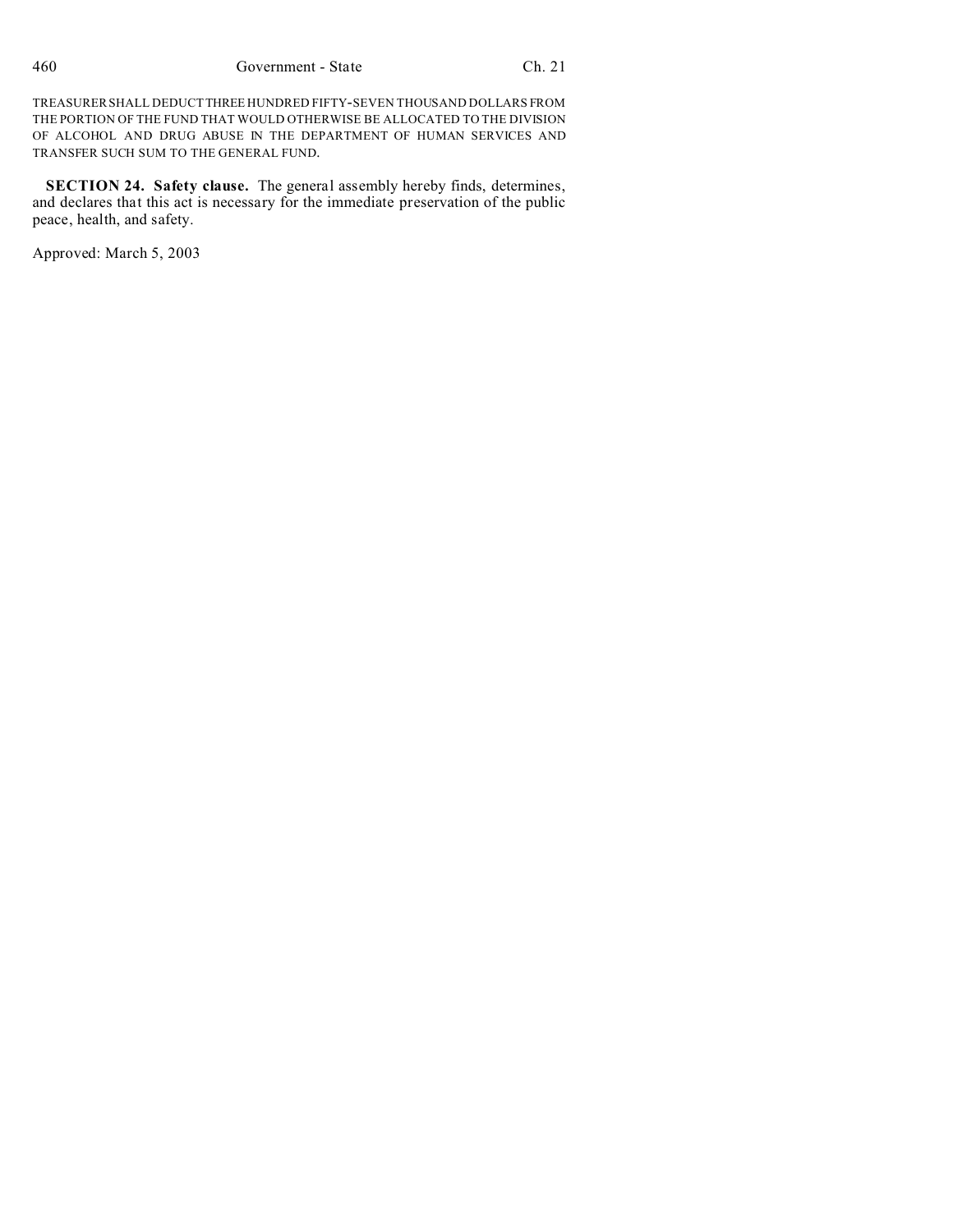TREASURER SHALL DEDUCT THREE HUNDRED FIFTY-SEVEN THOUSAND DOLLARS FROM THE PORTION OF THE FUND THAT WOULD OTHERWISE BE ALLOCATED TO THE DIVISION OF ALCOHOL AND DRUG ABUSE IN THE DEPARTMENT OF HUMAN SERVICES AND TRANSFER SUCH SUM TO THE GENERAL FUND.

**SECTION 24. Safety clause.** The general assembly hereby finds, determines, and declares that this act is necessary for the immediate preservation of the public peace, health, and safety.

Approved: March 5, 2003